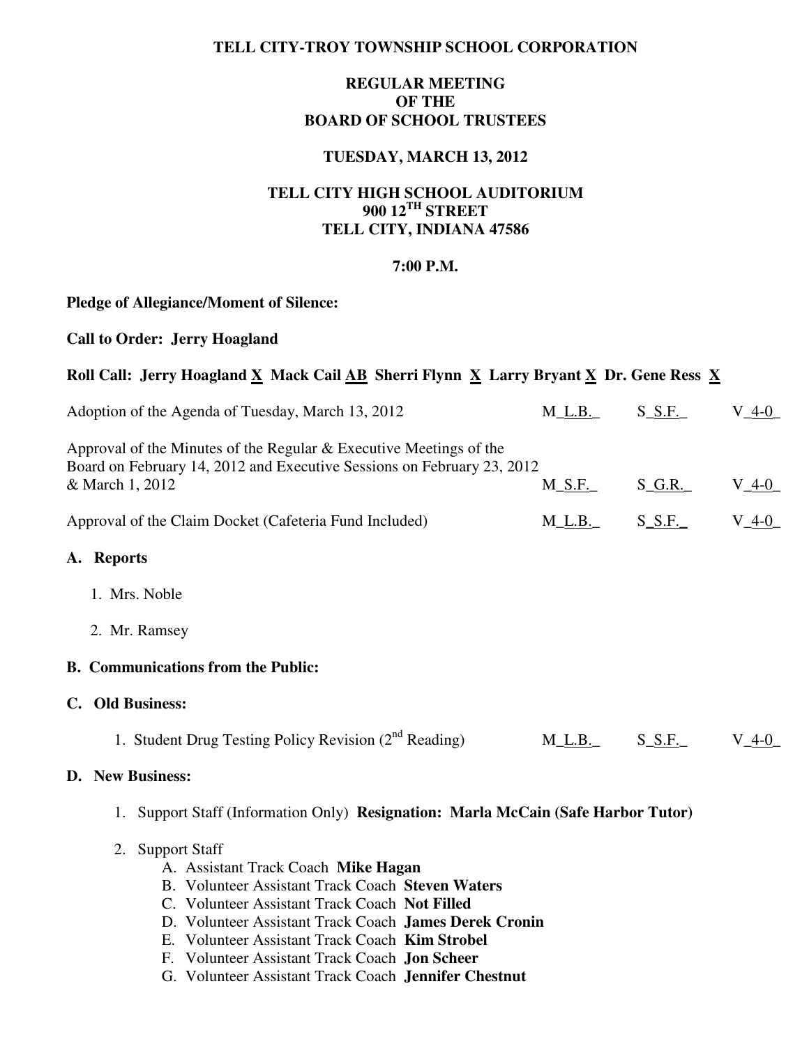**TELL CITY-TROY TOWNSHIP SCHOOL CORPORATION**

**REGULAR MEETING**
**OF THE**
**BOARD OF SCHOOL TRUSTEES**

**TUESDAY, MARCH 13, 2012**

**TELL CITY HIGH SCHOOL AUDITORIUM**
**900 12TH STREET**
**TELL CITY, INDIANA 47586**

**7:00 P.M.**

**Pledge of Allegiance/Moment of Silence:**

**Call to Order: Jerry Hoagland**

**Roll Call: Jerry Hoagland X Mack Cail AB Sherri Flynn X Larry Bryant X Dr. Gene Ress X**

| | | | |
|---|---|---|---|
| Adoption of the Agenda of Tuesday, March 13, 2012 | M_L.B._ | S_S.F._ | V_4-0_ |
| Approval of the Minutes of the Regular & Executive Meetings of the Board on February 14, 2012 and Executive Sessions on February 23, 2012 & March 1, 2012 | M_S.F._ | S_G.R._ | V_4-0_ |
| Approval of the Claim Docket (Cafeteria Fund Included) | M_L.B._ | S_S.F._ | V_4-0_ |

**A. Reports**

1. Mrs. Noble
2. Mr. Ramsey

**B. Communications from the Public:**

**C. Old Business:**

1. Student Drug Testing Policy Revision (2nd Reading) M_L.B._ S_S.F._ V_4-0_

**D. New Business:**

1. Support Staff (Information Only) **Resignation: Marla McCain (Safe Harbor Tutor)**

2. Support Staff
   - A. Assistant Track Coach **Mike Hagan**
   - B. Volunteer Assistant Track Coach **Steven Waters**
   - C. Volunteer Assistant Track Coach **Not Filled**
   - D. Volunteer Assistant Track Coach **James Derek Cronin**
   - E. Volunteer Assistant Track Coach **Kim Strobel**
   - F. Volunteer Assistant Track Coach **Jon Scheer**
   - G. Volunteer Assistant Track Coach **Jennifer Chestnut**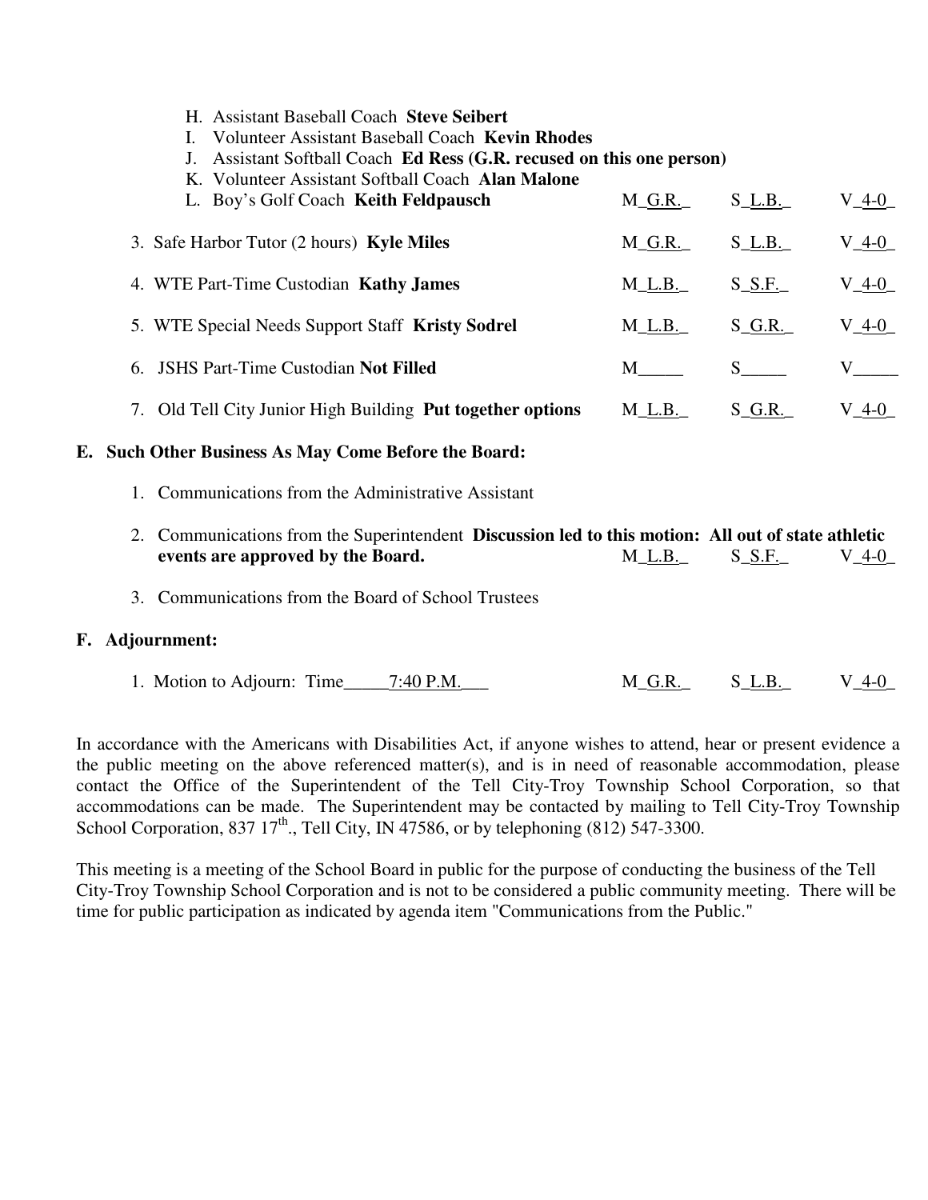H. Assistant Baseball Coach **Steve Seibert**
I. Volunteer Assistant Baseball Coach **Kevin Rhodes**
J. Assistant Softball Coach **Ed Ress (G.R. recused on this one person)**
K. Volunteer Assistant Softball Coach **Alan Malone**
L. Boy's Golf Coach **Keith Feldpausch** — M_G.R._ S_L.B._ V_4-0_

3. Safe Harbor Tutor (2 hours) **Kyle Miles** — M_G.R._ S_L.B._ V_4-0_

4. WTE Part-Time Custodian **Kathy James** — M_L.B._ S_S.F._ V_4-0_

5. WTE Special Needs Support Staff **Kristy Sodrel** — M_L.B._ S_G.R._ V_4-0_

6. JSHS Part-Time Custodian **Not Filled** — M_____ S_____ V_____

7. Old Tell City Junior High Building **Put together options** — M_L.B._ S_G.R._ V_4-0_

**E. Such Other Business As May Come Before the Board:**

1. Communications from the Administrative Assistant

2. Communications from the Superintendent **Discussion led to this motion: All out of state athletic events are approved by the Board.** — M_L.B._ S_S.F._ V_4-0_

3. Communications from the Board of School Trustees

**F. Adjournment:**

1. Motion to Adjourn: Time_____7:40 P.M.___ — M_G.R._ S_L.B._ V_4-0_

In accordance with the Americans with Disabilities Act, if anyone wishes to attend, hear or present evidence a the public meeting on the above referenced matter(s), and is in need of reasonable accommodation, please contact the Office of the Superintendent of the Tell City-Troy Township School Corporation, so that accommodations can be made. The Superintendent may be contacted by mailing to Tell City-Troy Township School Corporation, 837 17th., Tell City, IN 47586, or by telephoning (812) 547-3300.

This meeting is a meeting of the School Board in public for the purpose of conducting the business of the Tell City-Troy Township School Corporation and is not to be considered a public community meeting. There will be time for public participation as indicated by agenda item "Communications from the Public."